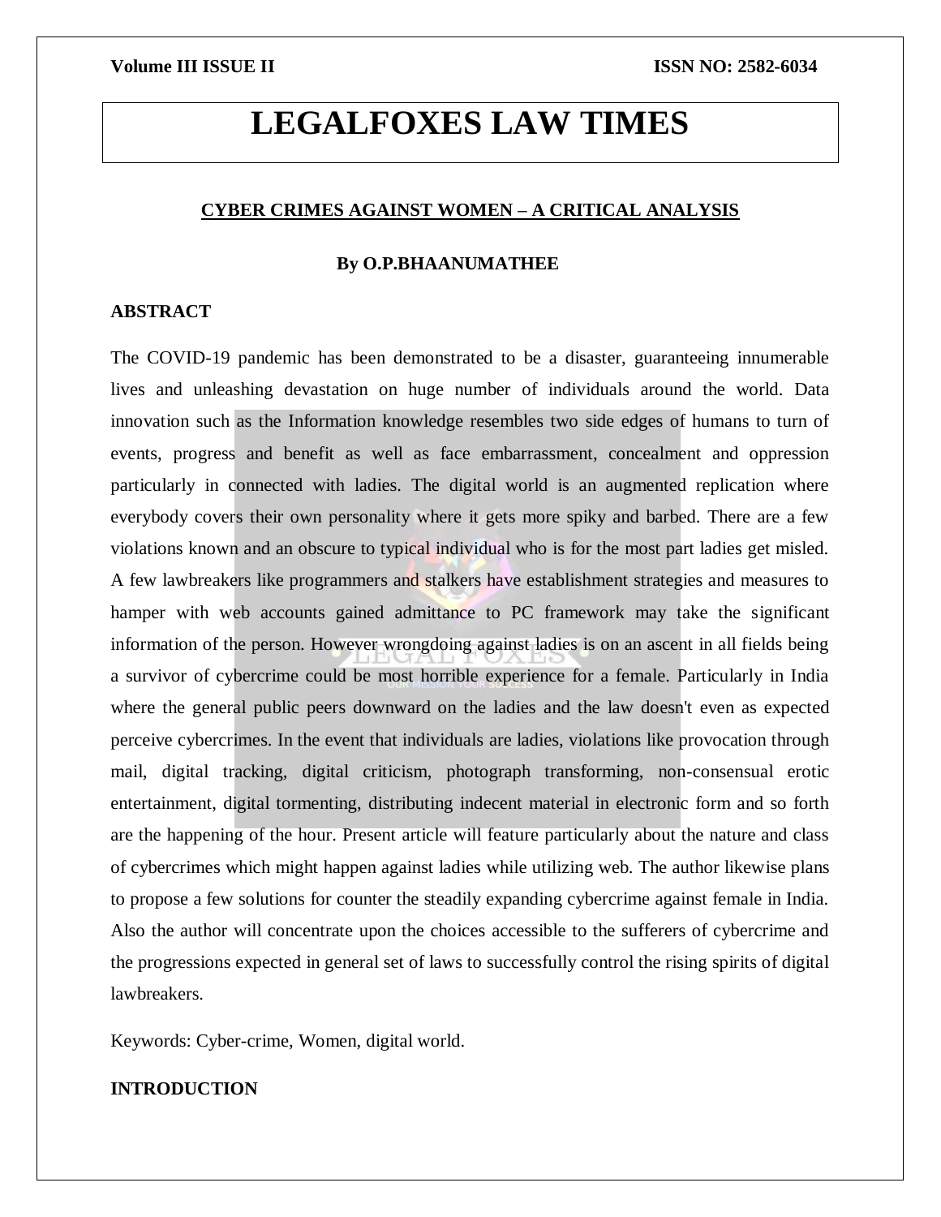# LEGALFOXES LAW TIMES

## CYBER CRIMES AGAINST WOMEN – A CRITICAL ANALYSIS

**By O.P.BHAANUMATHEE**

### ABSTRACT

The COVID-19 pandemic has been demonstrated to be a disaster, guaranteeing innumerable lives and unleashing devastation on huge number of individuals around the world. Data innovation such as the Information knowledge resembles two side edges of humans to turn of events, progress and benefit as well as face embarrassment, concealment and oppression particularly in connected with ladies. The digital world is an augmented replication where everybody covers their own personality where it gets more spiky and barbed. There are a few violations known and an obscure to typical individual who is for the most part ladies get misled. A few lawbreakers like programmers and stalkers have establishment strategies and measures to hamper with web accounts gained admittance to PC framework may take the significant information of the person. However wrongdoing against ladies is on an ascent in all fields being a survivor of cybercrime could be most horrible experience for a female. Particularly in India where the general public peers downward on the ladies and the law doesn't even as expected perceive cybercrimes. In the event that individuals are ladies, violations like provocation through mail, digital tracking, digital criticism, photograph transforming, non-consensual erotic entertainment, digital tormenting, distributing indecent material in electronic form and so forth are the happening of the hour. Present article will feature particularly about the nature and class of cybercrimes which might happen against ladies while utilizing web. The author likewise plans to propose a few solutions for counter the steadily expanding cybercrime against female in India. Also the author will concentrate upon the choices accessible to the sufferers of cybercrime and the progressions expected in general set of laws to successfully control the rising spirits of digital lawbreakers.

Keywords: Cyber-crime, Women, digital world.

### INTRODUCTION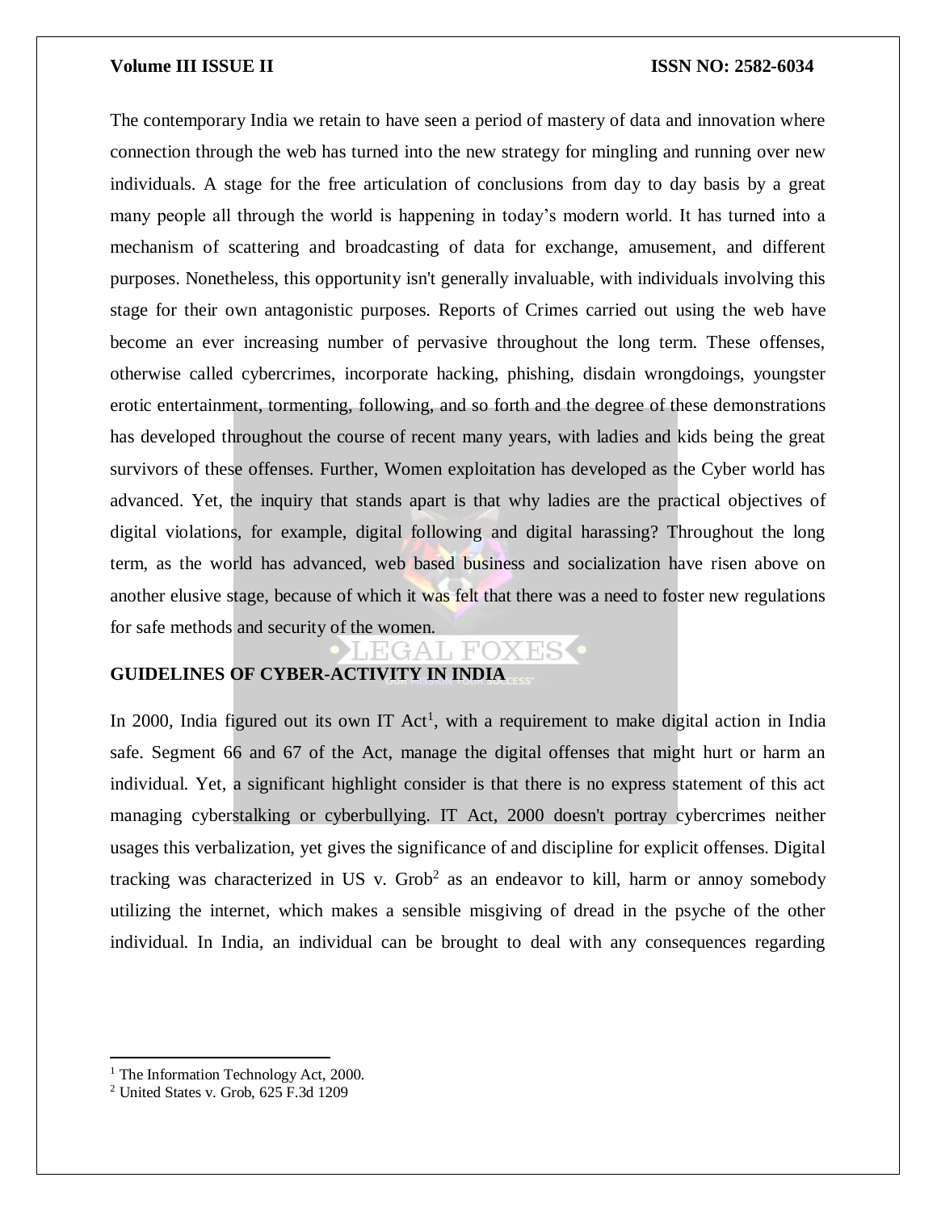The contemporary India we retain to have seen a period of mastery of data and innovation where connection through the web has turned into the new strategy for mingling and running over new individuals. A stage for the free articulation of conclusions from day to day basis by a great many people all through the world is happening in today's modern world. It has turned into a mechanism of scattering and broadcasting of data for exchange, amusement, and different purposes. Nonetheless, this opportunity isn't generally invaluable, with individuals involving this stage for their own antagonistic purposes. Reports of Crimes carried out using the web have become an ever increasing number of pervasive throughout the long term. These offenses, otherwise called cybercrimes, incorporate hacking, phishing, disdain wrongdoings, youngster erotic entertainment, tormenting, following, and so forth and the degree of these demonstrations has developed throughout the course of recent many years, with ladies and kids being the great survivors of these offenses. Further, Women exploitation has developed as the Cyber world has advanced. Yet, the inquiry that stands apart is that why ladies are the practical objectives of digital violations, for example, digital following and digital harassing? Throughout the long term, as the world has advanced, web based business and socialization have risen above on another elusive stage, because of which it was felt that there was a need to foster new regulations for safe methods and security of the women.

## GUIDELINES OF CYBER-ACTIVITY IN INDIA

In 2000, India figured out its own IT Act[1], with a requirement to make digital action in India safe. Segment 66 and 67 of the Act, manage the digital offenses that might hurt or harm an individual. Yet, a significant highlight consider is that there is no express statement of this act managing cyberstalking or cyberbullying. IT Act, 2000 doesn't portray cybercrimes neither usages this verbalization, yet gives the significance of and discipline for explicit offenses. Digital tracking was characterized in US v. Grob[2] as an endeavor to kill, harm or annoy somebody utilizing the internet, which makes a sensible misgiving of dread in the psyche of the other individual. In India, an individual can be brought to deal with any consequences regarding

[1] The Information Technology Act, 2000.

[2] United States v. Grob, 625 F.3d 1209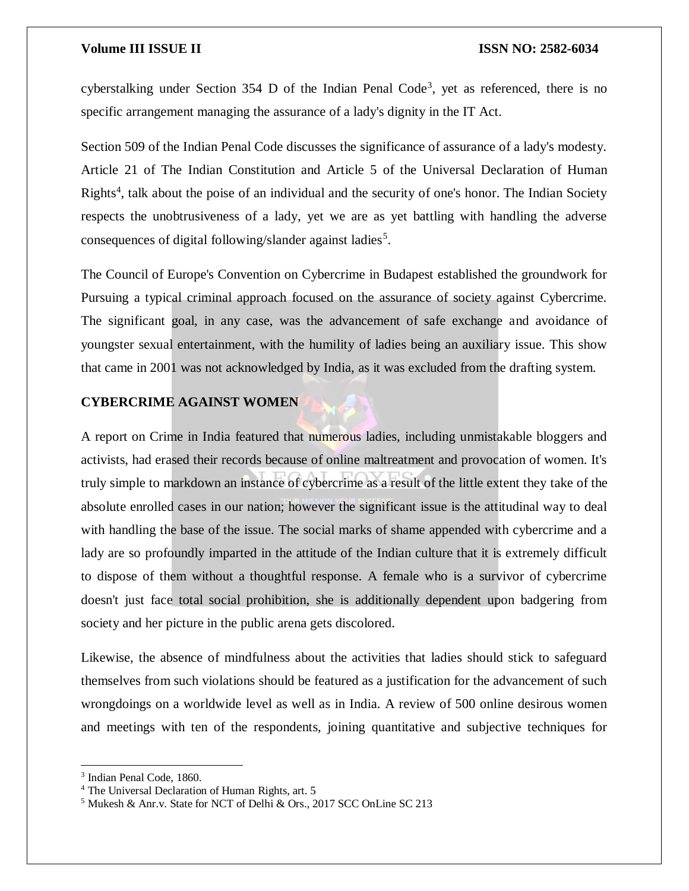cyberstalking under Section 354 D of the Indian Penal Code[3], yet as referenced, there is no specific arrangement managing the assurance of a lady's dignity in the IT Act.

Section 509 of the Indian Penal Code discusses the significance of assurance of a lady's modesty. Article 21 of The Indian Constitution and Article 5 of the Universal Declaration of Human Rights[4], talk about the poise of an individual and the security of one's honor. The Indian Society respects the unobtrusiveness of a lady, yet we are as yet battling with handling the adverse consequences of digital following/slander against ladies[5].

The Council of Europe's Convention on Cybercrime in Budapest established the groundwork for Pursuing a typical criminal approach focused on the assurance of society against Cybercrime. The significant goal, in any case, was the advancement of safe exchange and avoidance of youngster sexual entertainment, with the humility of ladies being an auxiliary issue. This show that came in 2001 was not acknowledged by India, as it was excluded from the drafting system.

## CYBERCRIME AGAINST WOMEN

A report on Crime in India featured that numerous ladies, including unmistakable bloggers and activists, had erased their records because of online maltreatment and provocation of women. It's truly simple to markdown an instance of cybercrime as a result of the little extent they take of the absolute enrolled cases in our nation; however the significant issue is the attitudinal way to deal with handling the base of the issue. The social marks of shame appended with cybercrime and a lady are so profoundly imparted in the attitude of the Indian culture that it is extremely difficult to dispose of them without a thoughtful response. A female who is a survivor of cybercrime doesn't just face total social prohibition, she is additionally dependent upon badgering from society and her picture in the public arena gets discolored.

Likewise, the absence of mindfulness about the activities that ladies should stick to safeguard themselves from such violations should be featured as a justification for the advancement of such wrongdoings on a worldwide level as well as in India. A review of 500 online desirous women and meetings with ten of the respondents, joining quantitative and subjective techniques for

---

[3] Indian Penal Code, 1860.

[4] The Universal Declaration of Human Rights, art. 5

[5] Mukesh & Anr.v. State for NCT of Delhi & Ors., 2017 SCC OnLine SC 213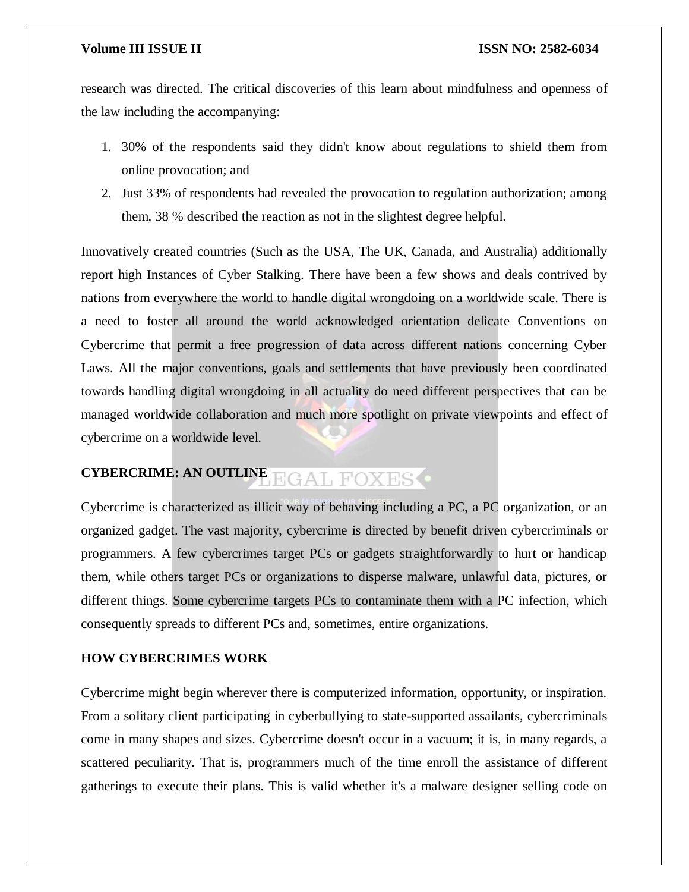research was directed. The critical discoveries of this learn about mindfulness and openness of the law including the accompanying:

1. 30% of the respondents said they didn't know about regulations to shield them from online provocation; and
2. Just 33% of respondents had revealed the provocation to regulation authorization; among them, 38 % described the reaction as not in the slightest degree helpful.

Innovatively created countries (Such as the USA, The UK, Canada, and Australia) additionally report high Instances of Cyber Stalking. There have been a few shows and deals contrived by nations from everywhere the world to handle digital wrongdoing on a worldwide scale. There is a need to foster all around the world acknowledged orientation delicate Conventions on Cybercrime that permit a free progression of data across different nations concerning Cyber Laws. All the major conventions, goals and settlements that have previously been coordinated towards handling digital wrongdoing in all actuality do need different perspectives that can be managed worldwide collaboration and much more spotlight on private viewpoints and effect of cybercrime on a worldwide level.

## CYBERCRIME: AN OUTLINE

Cybercrime is characterized as illicit way of behaving including a PC, a PC organization, or an organized gadget. The vast majority, cybercrime is directed by benefit driven cybercriminals or programmers. A few cybercrimes target PCs or gadgets straightforwardly to hurt or handicap them, while others target PCs or organizations to disperse malware, unlawful data, pictures, or different things. Some cybercrime targets PCs to contaminate them with a PC infection, which consequently spreads to different PCs and, sometimes, entire organizations.

## HOW CYBERCRIMES WORK

Cybercrime might begin wherever there is computerized information, opportunity, or inspiration. From a solitary client participating in cyberbullying to state-supported assailants, cybercriminals come in many shapes and sizes. Cybercrime doesn't occur in a vacuum; it is, in many regards, a scattered peculiarity. That is, programmers much of the time enroll the assistance of different gatherings to execute their plans. This is valid whether it's a malware designer selling code on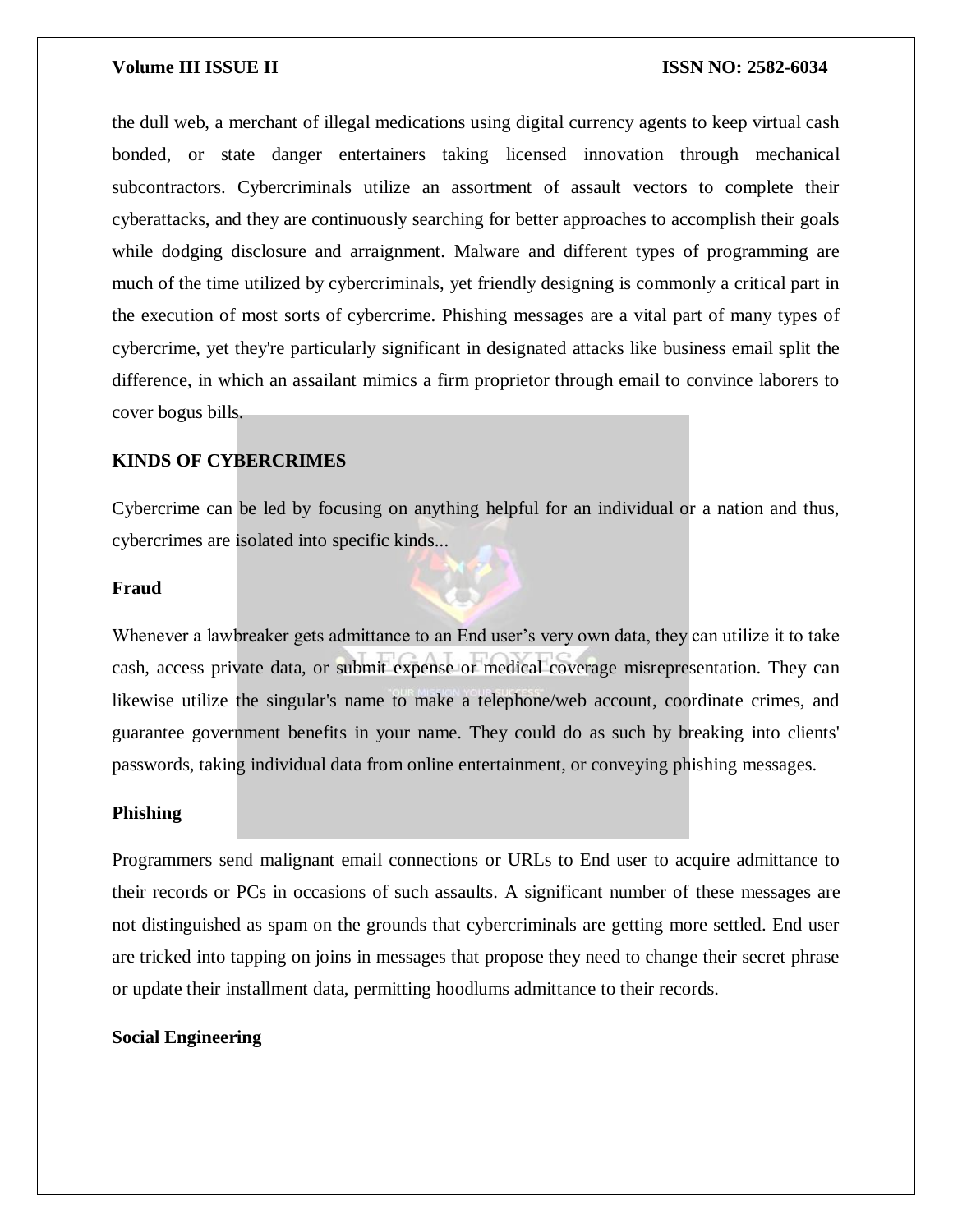the dull web, a merchant of illegal medications using digital currency agents to keep virtual cash bonded, or state danger entertainers taking licensed innovation through mechanical subcontractors. Cybercriminals utilize an assortment of assault vectors to complete their cyberattacks, and they are continuously searching for better approaches to accomplish their goals while dodging disclosure and arraignment. Malware and different types of programming are much of the time utilized by cybercriminals, yet friendly designing is commonly a critical part in the execution of most sorts of cybercrime. Phishing messages are a vital part of many types of cybercrime, yet they're particularly significant in designated attacks like business email split the difference, in which an assailant mimics a firm proprietor through email to convince laborers to cover bogus bills.

## KINDS OF CYBERCRIMES

Cybercrime can be led by focusing on anything helpful for an individual or a nation and thus, cybercrimes are isolated into specific kinds...

### Fraud

Whenever a lawbreaker gets admittance to an End user's very own data, they can utilize it to take cash, access private data, or submit expense or medical coverage misrepresentation. They can likewise utilize the singular's name to make a telephone/web account, coordinate crimes, and guarantee government benefits in your name. They could do as such by breaking into clients' passwords, taking individual data from online entertainment, or conveying phishing messages.

### Phishing

Programmers send malignant email connections or URLs to End user to acquire admittance to their records or PCs in occasions of such assaults. A significant number of these messages are not distinguished as spam on the grounds that cybercriminals are getting more settled. End user are tricked into tapping on joins in messages that propose they need to change their secret phrase or update their installment data, permitting hoodlums admittance to their records.

### Social Engineering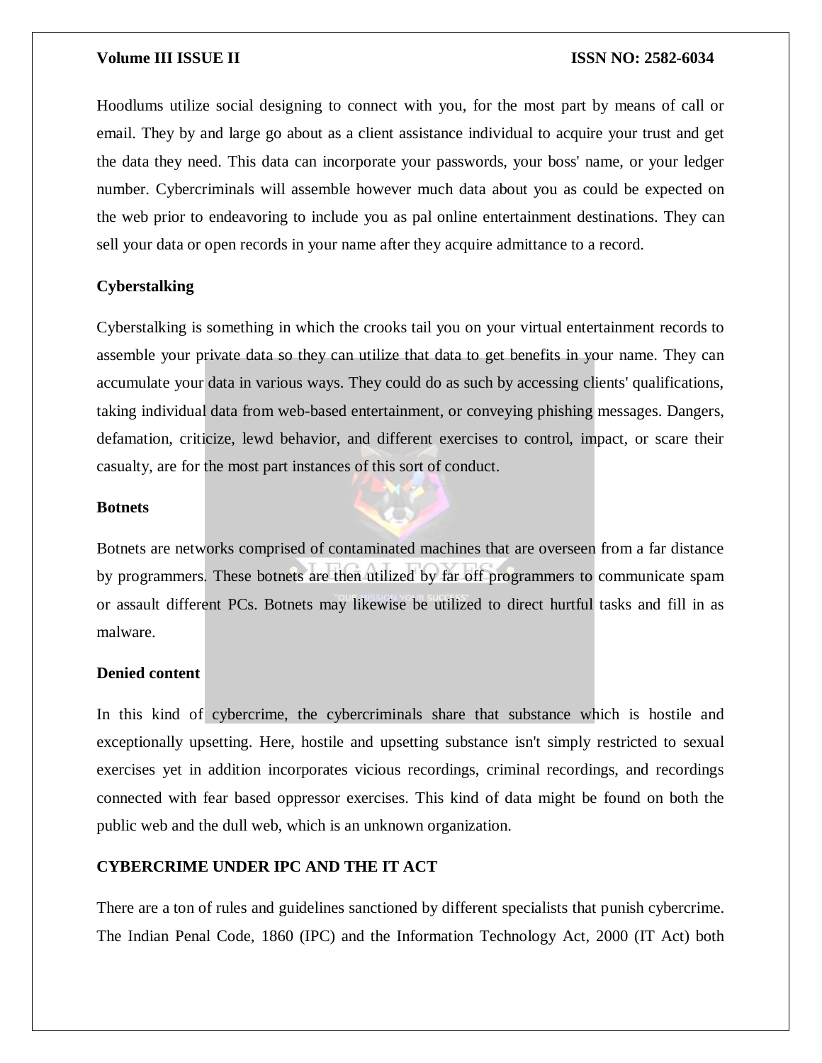Hoodlums utilize social designing to connect with you, for the most part by means of call or email. They by and large go about as a client assistance individual to acquire your trust and get the data they need. This data can incorporate your passwords, your boss' name, or your ledger number. Cybercriminals will assemble however much data about you as could be expected on the web prior to endeavoring to include you as pal online entertainment destinations. They can sell your data or open records in your name after they acquire admittance to a record.

**Cyberstalking**

Cyberstalking is something in which the crooks tail you on your virtual entertainment records to assemble your private data so they can utilize that data to get benefits in your name. They can accumulate your data in various ways. They could do as such by accessing clients' qualifications, taking individual data from web-based entertainment, or conveying phishing messages. Dangers, defamation, criticize, lewd behavior, and different exercises to control, impact, or scare their casualty, are for the most part instances of this sort of conduct.

**Botnets**

Botnets are networks comprised of contaminated machines that are overseen from a far distance by programmers. These botnets are then utilized by far off programmers to communicate spam or assault different PCs. Botnets may likewise be utilized to direct hurtful tasks and fill in as malware.

**Denied content**

In this kind of cybercrime, the cybercriminals share that substance which is hostile and exceptionally upsetting. Here, hostile and upsetting substance isn't simply restricted to sexual exercises yet in addition incorporates vicious recordings, criminal recordings, and recordings connected with fear based oppressor exercises. This kind of data might be found on both the public web and the dull web, which is an unknown organization.

**CYBERCRIME UNDER IPC AND THE IT ACT**

There are a ton of rules and guidelines sanctioned by different specialists that punish cybercrime. The Indian Penal Code, 1860 (IPC) and the Information Technology Act, 2000 (IT Act) both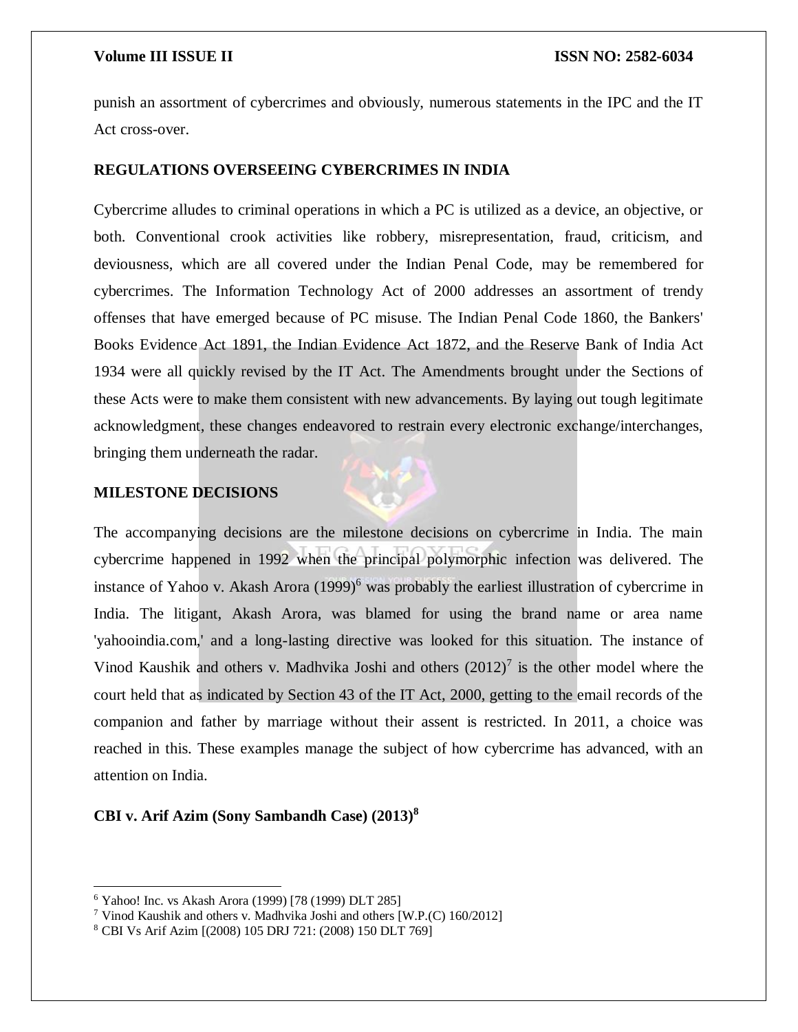punish an assortment of cybercrimes and obviously, numerous statements in the IPC and the IT Act cross-over.

## REGULATIONS OVERSEEING CYBERCRIMES IN INDIA

Cybercrime alludes to criminal operations in which a PC is utilized as a device, an objective, or both. Conventional crook activities like robbery, misrepresentation, fraud, criticism, and deviousness, which are all covered under the Indian Penal Code, may be remembered for cybercrimes. The Information Technology Act of 2000 addresses an assortment of trendy offenses that have emerged because of PC misuse. The Indian Penal Code 1860, the Bankers' Books Evidence Act 1891, the Indian Evidence Act 1872, and the Reserve Bank of India Act 1934 were all quickly revised by the IT Act. The Amendments brought under the Sections of these Acts were to make them consistent with new advancements. By laying out tough legitimate acknowledgment, these changes endeavored to restrain every electronic exchange/interchanges, bringing them underneath the radar.

## MILESTONE DECISIONS

The accompanying decisions are the milestone decisions on cybercrime in India. The main cybercrime happened in 1992 when the principal polymorphic infection was delivered. The instance of Yahoo v. Akash Arora (1999)[6] was probably the earliest illustration of cybercrime in India. The litigant, Akash Arora, was blamed for using the brand name or area name 'yahooindia.com,' and a long-lasting directive was looked for this situation. The instance of Vinod Kaushik and others v. Madhvika Joshi and others (2012)[7] is the other model where the court held that as indicated by Section 43 of the IT Act, 2000, getting to the email records of the companion and father by marriage without their assent is restricted. In 2011, a choice was reached in this. These examples manage the subject of how cybercrime has advanced, with an attention on India.

### CBI v. Arif Azim (Sony Sambandh Case) (2013)[8]

---

[6] Yahoo! Inc. vs Akash Arora (1999) [78 (1999) DLT 285]

[7] Vinod Kaushik and others v. Madhvika Joshi and others [W.P.(C) 160/2012]

[8] CBI Vs Arif Azim [(2008) 105 DRJ 721: (2008) 150 DLT 769]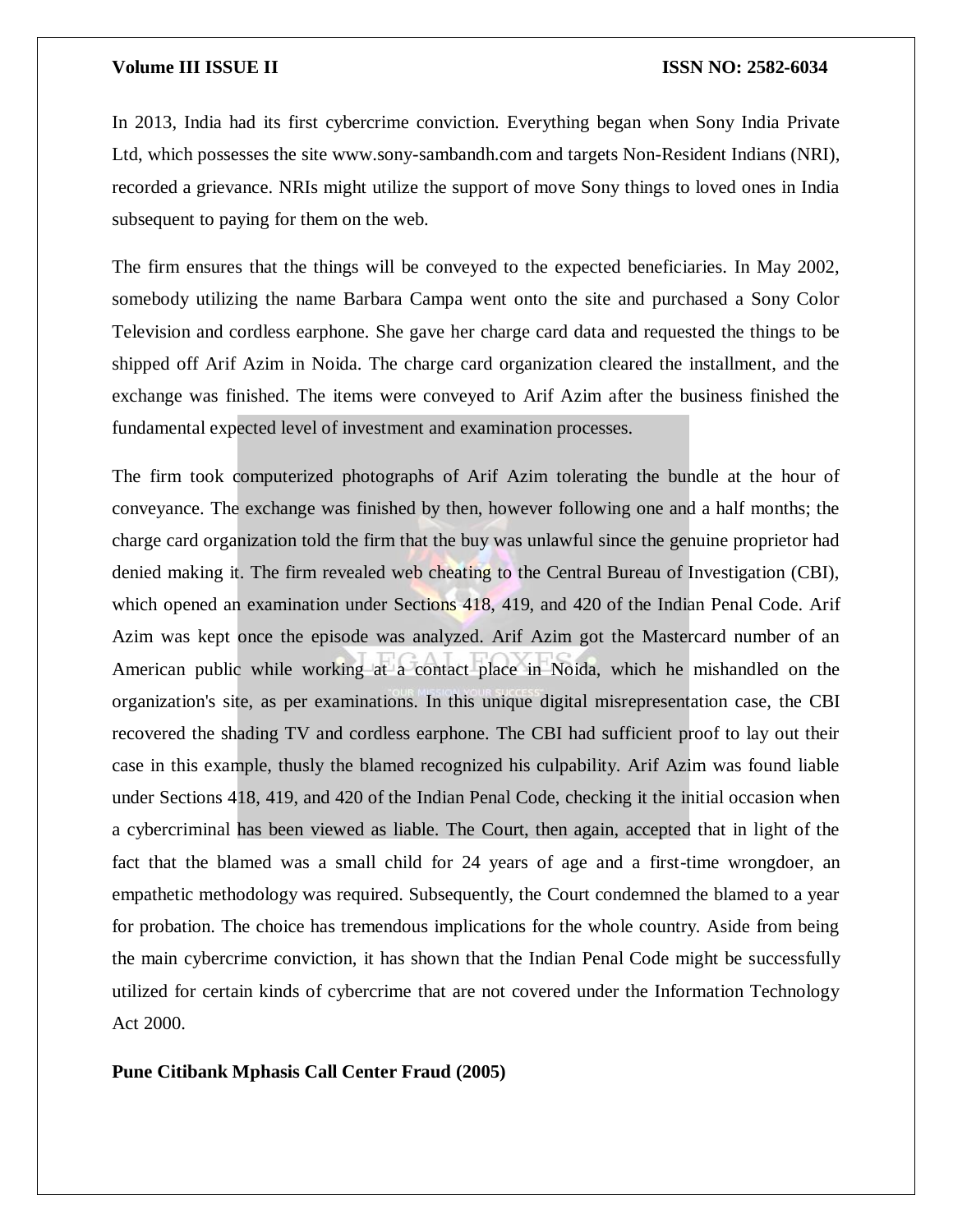In 2013, India had its first cybercrime conviction. Everything began when Sony India Private Ltd, which possesses the site www.sony-sambandh.com and targets Non-Resident Indians (NRI), recorded a grievance. NRIs might utilize the support of move Sony things to loved ones in India subsequent to paying for them on the web.

The firm ensures that the things will be conveyed to the expected beneficiaries. In May 2002, somebody utilizing the name Barbara Campa went onto the site and purchased a Sony Color Television and cordless earphone. She gave her charge card data and requested the things to be shipped off Arif Azim in Noida. The charge card organization cleared the installment, and the exchange was finished. The items were conveyed to Arif Azim after the business finished the fundamental expected level of investment and examination processes.

The firm took computerized photographs of Arif Azim tolerating the bundle at the hour of conveyance. The exchange was finished by then, however following one and a half months; the charge card organization told the firm that the buy was unlawful since the genuine proprietor had denied making it. The firm revealed web cheating to the Central Bureau of Investigation (CBI), which opened an examination under Sections 418, 419, and 420 of the Indian Penal Code. Arif Azim was kept once the episode was analyzed. Arif Azim got the Mastercard number of an American public while working at a contact place in Noida, which he mishandled on the organization's site, as per examinations. In this unique digital misrepresentation case, the CBI recovered the shading TV and cordless earphone. The CBI had sufficient proof to lay out their case in this example, thusly the blamed recognized his culpability. Arif Azim was found liable under Sections 418, 419, and 420 of the Indian Penal Code, checking it the initial occasion when a cybercriminal has been viewed as liable. The Court, then again, accepted that in light of the fact that the blamed was a small child for 24 years of age and a first-time wrongdoer, an empathetic methodology was required. Subsequently, the Court condemned the blamed to a year for probation. The choice has tremendous implications for the whole country. Aside from being the main cybercrime conviction, it has shown that the Indian Penal Code might be successfully utilized for certain kinds of cybercrime that are not covered under the Information Technology Act 2000.

**Pune Citibank Mphasis Call Center Fraud (2005)**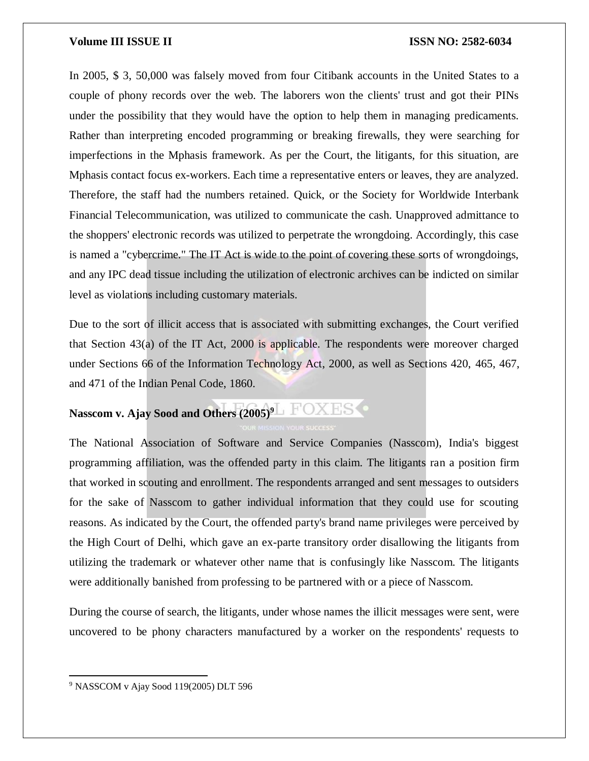In 2005, $ 3, 50,000 was falsely moved from four Citibank accounts in the United States to a couple of phony records over the web. The laborers won the clients' trust and got their PINs under the possibility that they would have the option to help them in managing predicaments. Rather than interpreting encoded programming or breaking firewalls, they were searching for imperfections in the Mphasis framework. As per the Court, the litigants, for this situation, are Mphasis contact focus ex-workers. Each time a representative enters or leaves, they are analyzed. Therefore, the staff had the numbers retained. Quick, or the Society for Worldwide Interbank Financial Telecommunication, was utilized to communicate the cash. Unapproved admittance to the shoppers' electronic records was utilized to perpetrate the wrongdoing. Accordingly, this case is named a "cybercrime." The IT Act is wide to the point of covering these sorts of wrongdoings, and any IPC dead tissue including the utilization of electronic archives can be indicted on similar level as violations including customary materials.

Due to the sort of illicit access that is associated with submitting exchanges, the Court verified that Section 43(a) of the IT Act, 2000 is applicable. The respondents were moreover charged under Sections 66 of the Information Technology Act, 2000, as well as Sections 420, 465, 467, and 471 of the Indian Penal Code, 1860.

**Nasscom v. Ajay Sood and Others (2005)[9]**

The National Association of Software and Service Companies (Nasscom), India's biggest programming affiliation, was the offended party in this claim. The litigants ran a position firm that worked in scouting and enrollment. The respondents arranged and sent messages to outsiders for the sake of Nasscom to gather individual information that they could use for scouting reasons. As indicated by the Court, the offended party's brand name privileges were perceived by the High Court of Delhi, which gave an ex-parte transitory order disallowing the litigants from utilizing the trademark or whatever other name that is confusingly like Nasscom. The litigants were additionally banished from professing to be partnered with or a piece of Nasscom.

During the course of search, the litigants, under whose names the illicit messages were sent, were uncovered to be phony characters manufactured by a worker on the respondents' requests to

[9] NASSCOM v Ajay Sood 119(2005) DLT 596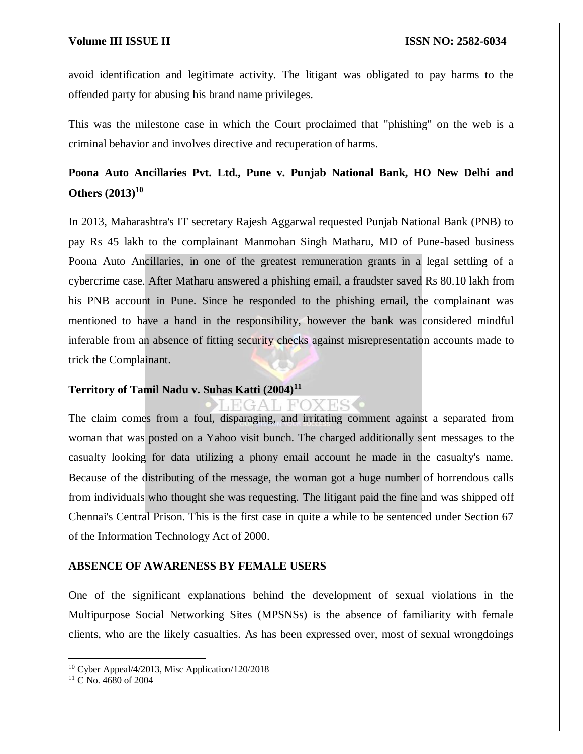avoid identification and legitimate activity. The litigant was obligated to pay harms to the offended party for abusing his brand name privileges.

This was the milestone case in which the Court proclaimed that "phishing" on the web is a criminal behavior and involves directive and recuperation of harms.

**Poona Auto Ancillaries Pvt. Ltd., Pune v. Punjab National Bank, HO New Delhi and Others (2013)[10]**

In 2013, Maharashtra's IT secretary Rajesh Aggarwal requested Punjab National Bank (PNB) to pay Rs 45 lakh to the complainant Manmohan Singh Matharu, MD of Pune-based business Poona Auto Ancillaries, in one of the greatest remuneration grants in a legal settling of a cybercrime case. After Matharu answered a phishing email, a fraudster saved Rs 80.10 lakh from his PNB account in Pune. Since he responded to the phishing email, the complainant was mentioned to have a hand in the responsibility, however the bank was considered mindful inferable from an absence of fitting security checks against misrepresentation accounts made to trick the Complainant.

**Territory of Tamil Nadu v. Suhas Katti (2004)[11]**

The claim comes from a foul, disparaging, and irritating comment against a separated from woman that was posted on a Yahoo visit bunch. The charged additionally sent messages to the casualty looking for data utilizing a phony email account he made in the casualty's name. Because of the distributing of the message, the woman got a huge number of horrendous calls from individuals who thought she was requesting. The litigant paid the fine and was shipped off Chennai's Central Prison. This is the first case in quite a while to be sentenced under Section 67 of the Information Technology Act of 2000.

**ABSENCE OF AWARENESS BY FEMALE USERS**

One of the significant explanations behind the development of sexual violations in the Multipurpose Social Networking Sites (MPSNSs) is the absence of familiarity with female clients, who are the likely casualties. As has been expressed over, most of sexual wrongdoings

---

[10] Cyber Appeal/4/2013, Misc Application/120/2018

[11] C No. 4680 of 2004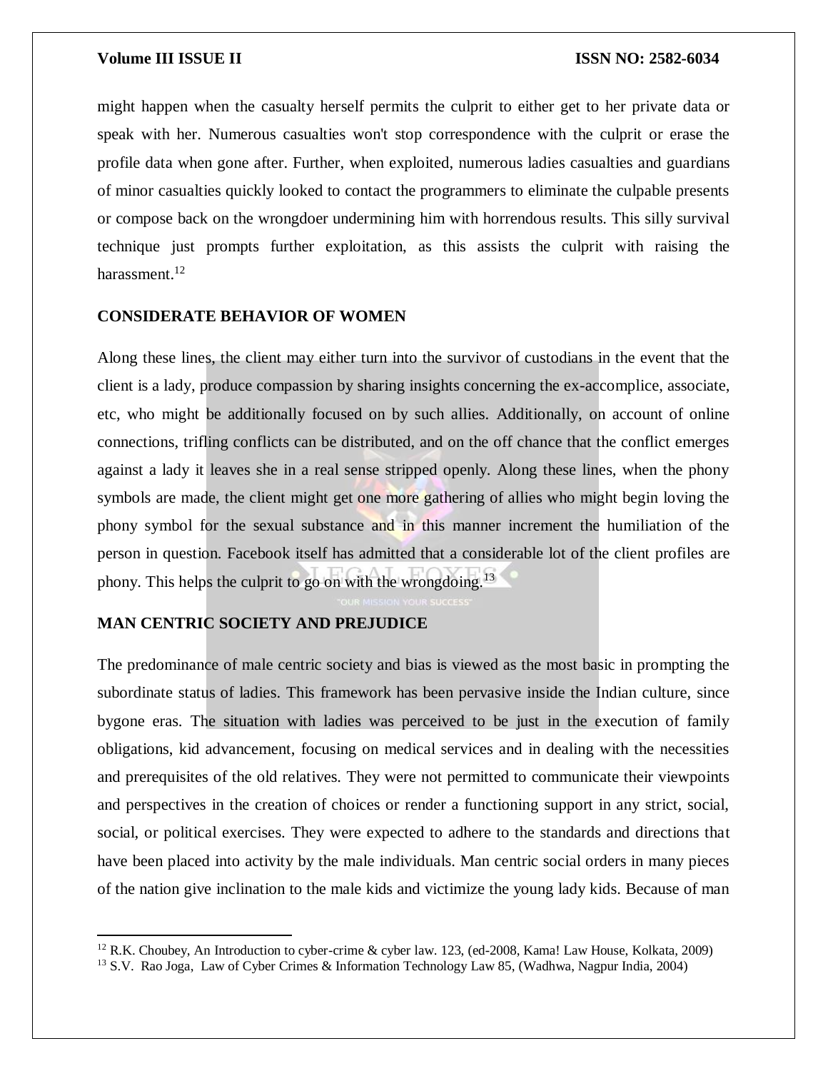might happen when the casualty herself permits the culprit to either get to her private data or speak with her. Numerous casualties won't stop correspondence with the culprit or erase the profile data when gone after. Further, when exploited, numerous ladies casualties and guardians of minor casualties quickly looked to contact the programmers to eliminate the culpable presents or compose back on the wrongdoer undermining him with horrendous results. This silly survival technique just prompts further exploitation, as this assists the culprit with raising the harassment.[12]

## CONSIDERATE BEHAVIOR OF WOMEN

Along these lines, the client may either turn into the survivor of custodians in the event that the client is a lady, produce compassion by sharing insights concerning the ex-accomplice, associate, etc, who might be additionally focused on by such allies. Additionally, on account of online connections, trifling conflicts can be distributed, and on the off chance that the conflict emerges against a lady it leaves she in a real sense stripped openly. Along these lines, when the phony symbols are made, the client might get one more gathering of allies who might begin loving the phony symbol for the sexual substance and in this manner increment the humiliation of the person in question. Facebook itself has admitted that a considerable lot of the client profiles are phony. This helps the culprit to go on with the wrongdoing.[13]

## MAN CENTRIC SOCIETY AND PREJUDICE

The predominance of male centric society and bias is viewed as the most basic in prompting the subordinate status of ladies. This framework has been pervasive inside the Indian culture, since bygone eras. The situation with ladies was perceived to be just in the execution of family obligations, kid advancement, focusing on medical services and in dealing with the necessities and prerequisites of the old relatives. They were not permitted to communicate their viewpoints and perspectives in the creation of choices or render a functioning support in any strict, social, social, or political exercises. They were expected to adhere to the standards and directions that have been placed into activity by the male individuals. Man centric social orders in many pieces of the nation give inclination to the male kids and victimize the young lady kids. Because of man

---

[12] R.K. Choubey, An Introduction to cyber-crime & cyber law. 123, (ed-2008, Kama! Law House, Kolkata, 2009)

[13] S.V. Rao Joga, Law of Cyber Crimes & Information Technology Law 85, (Wadhwa, Nagpur India, 2004)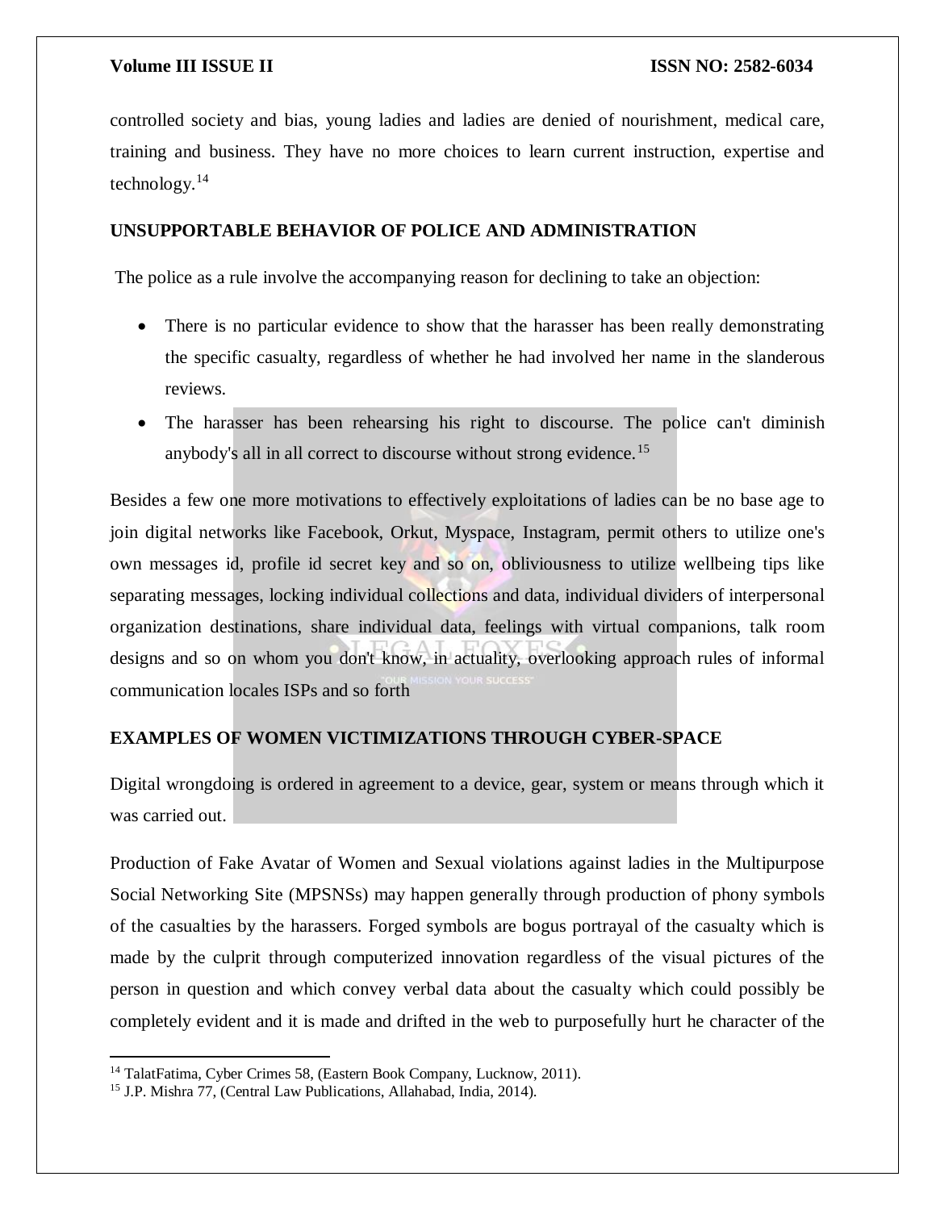controlled society and bias, young ladies and ladies are denied of nourishment, medical care, training and business. They have no more choices to learn current instruction, expertise and technology.[14]

## UNSUPPORTABLE BEHAVIOR OF POLICE AND ADMINISTRATION

The police as a rule involve the accompanying reason for declining to take an objection:

- There is no particular evidence to show that the harasser has been really demonstrating the specific casualty, regardless of whether he had involved her name in the slanderous reviews.
- The harasser has been rehearsing his right to discourse. The police can't diminish anybody's all in all correct to discourse without strong evidence.[15]

Besides a few one more motivations to effectively exploitations of ladies can be no base age to join digital networks like Facebook, Orkut, Myspace, Instagram, permit others to utilize one's own messages id, profile id secret key and so on, obliviousness to utilize wellbeing tips like separating messages, locking individual collections and data, individual dividers of interpersonal organization destinations, share individual data, feelings with virtual companions, talk room designs and so on whom you don't know, in actuality, overlooking approach rules of informal communication locales ISPs and so forth

## EXAMPLES OF WOMEN VICTIMIZATIONS THROUGH CYBER-SPACE

Digital wrongdoing is ordered in agreement to a device, gear, system or means through which it was carried out.

Production of Fake Avatar of Women and Sexual violations against ladies in the Multipurpose Social Networking Site (MPSNSs) may happen generally through production of phony symbols of the casualties by the harassers. Forged symbols are bogus portrayal of the casualty which is made by the culprit through computerized innovation regardless of the visual pictures of the person in question and which convey verbal data about the casualty which could possibly be completely evident and it is made and drifted in the web to purposefully hurt he character of the

---

[14] TalatFatima, Cyber Crimes 58, (Eastern Book Company, Lucknow, 2011).

[15] J.P. Mishra 77, (Central Law Publications, Allahabad, India, 2014).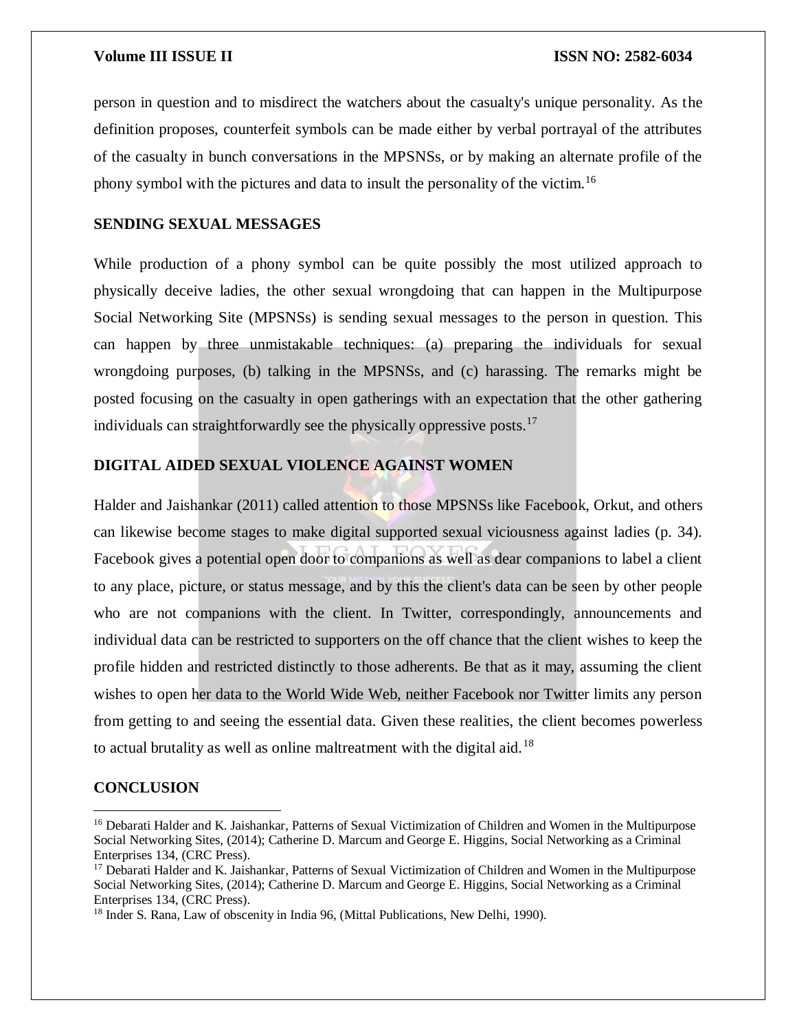person in question and to misdirect the watchers about the casualty's unique personality. As the definition proposes, counterfeit symbols can be made either by verbal portrayal of the attributes of the casualty in bunch conversations in the MPSNSs, or by making an alternate profile of the phony symbol with the pictures and data to insult the personality of the victim.[16]

**SENDING SEXUAL MESSAGES**

While production of a phony symbol can be quite possibly the most utilized approach to physically deceive ladies, the other sexual wrongdoing that can happen in the Multipurpose Social Networking Site (MPSNSs) is sending sexual messages to the person in question. This can happen by three unmistakable techniques: (a) preparing the individuals for sexual wrongdoing purposes, (b) talking in the MPSNSs, and (c) harassing. The remarks might be posted focusing on the casualty in open gatherings with an expectation that the other gathering individuals can straightforwardly see the physically oppressive posts.[17]

**DIGITAL AIDED SEXUAL VIOLENCE AGAINST WOMEN**

Halder and Jaishankar (2011) called attention to those MPSNSs like Facebook, Orkut, and others can likewise become stages to make digital supported sexual viciousness against ladies (p. 34). Facebook gives a potential open door to companions as well as dear companions to label a client to any place, picture, or status message, and by this the client's data can be seen by other people who are not companions with the client. In Twitter, correspondingly, announcements and individual data can be restricted to supporters on the off chance that the client wishes to keep the profile hidden and restricted distinctly to those adherents. Be that as it may, assuming the client wishes to open her data to the World Wide Web, neither Facebook nor Twitter limits any person from getting to and seeing the essential data. Given these realities, the client becomes powerless to actual brutality as well as online maltreatment with the digital aid.[18]

**CONCLUSION**

---

[16] Debarati Halder and K. Jaishankar, Patterns of Sexual Victimization of Children and Women in the Multipurpose Social Networking Sites, (2014); Catherine D. Marcum and George E. Higgins, Social Networking as a Criminal Enterprises 134, (CRC Press).

[17] Debarati Halder and K. Jaishankar, Patterns of Sexual Victimization of Children and Women in the Multipurpose Social Networking Sites, (2014); Catherine D. Marcum and George E. Higgins, Social Networking as a Criminal Enterprises 134, (CRC Press).

[18] Inder S. Rana, Law of obscenity in India 96, (Mittal Publications, New Delhi, 1990).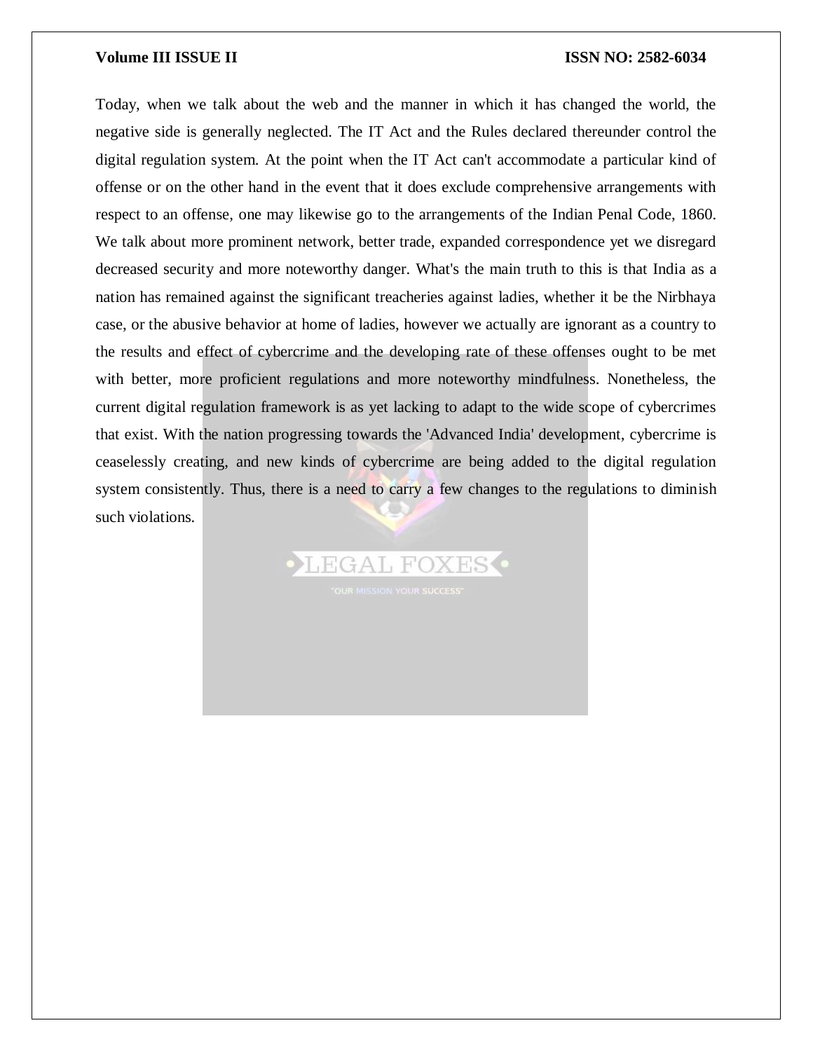Today, when we talk about the web and the manner in which it has changed the world, the negative side is generally neglected. The IT Act and the Rules declared thereunder control the digital regulation system. At the point when the IT Act can't accommodate a particular kind of offense or on the other hand in the event that it does exclude comprehensive arrangements with respect to an offense, one may likewise go to the arrangements of the Indian Penal Code, 1860. We talk about more prominent network, better trade, expanded correspondence yet we disregard decreased security and more noteworthy danger. What's the main truth to this is that India as a nation has remained against the significant treacheries against ladies, whether it be the Nirbhaya case, or the abusive behavior at home of ladies, however we actually are ignorant as a country to the results and effect of cybercrime and the developing rate of these offenses ought to be met with better, more proficient regulations and more noteworthy mindfulness. Nonetheless, the current digital regulation framework is as yet lacking to adapt to the wide scope of cybercrimes that exist. With the nation progressing towards the 'Advanced India' development, cybercrime is ceaselessly creating, and new kinds of cybercrime are being added to the digital regulation system consistently. Thus, there is a need to carry a few changes to the regulations to diminish such violations.